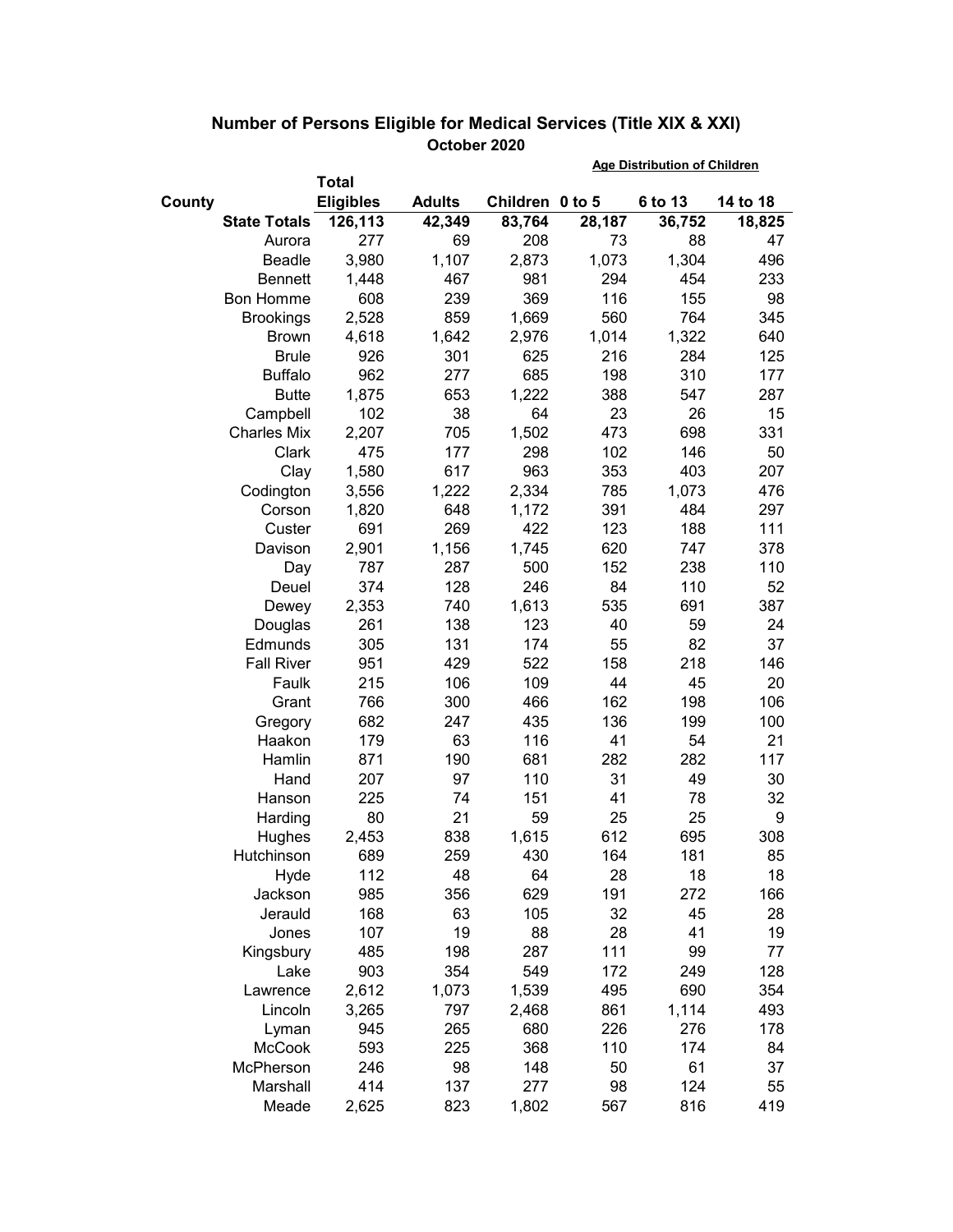## Number of Persons Eligible for Medical Services (Title XIX & XXI)

**October 2020**

| County | Total Eligibles | Adults | Children | Age Distribution of Children 0 to 5 | 6 to 13 | 14 to 18 |
|---|---|---|---|---|---|---|
| **State Totals** | **126,113** | **42,349** | **83,764** | **28,187** | **36,752** | **18,825** |
| Aurora | 277 | 69 | 208 | 73 | 88 | 47 |
| Beadle | 3,980 | 1,107 | 2,873 | 1,073 | 1,304 | 496 |
| Bennett | 1,448 | 467 | 981 | 294 | 454 | 233 |
| Bon Homme | 608 | 239 | 369 | 116 | 155 | 98 |
| Brookings | 2,528 | 859 | 1,669 | 560 | 764 | 345 |
| Brown | 4,618 | 1,642 | 2,976 | 1,014 | 1,322 | 640 |
| Brule | 926 | 301 | 625 | 216 | 284 | 125 |
| Buffalo | 962 | 277 | 685 | 198 | 310 | 177 |
| Butte | 1,875 | 653 | 1,222 | 388 | 547 | 287 |
| Campbell | 102 | 38 | 64 | 23 | 26 | 15 |
| Charles Mix | 2,207 | 705 | 1,502 | 473 | 698 | 331 |
| Clark | 475 | 177 | 298 | 102 | 146 | 50 |
| Clay | 1,580 | 617 | 963 | 353 | 403 | 207 |
| Codington | 3,556 | 1,222 | 2,334 | 785 | 1,073 | 476 |
| Corson | 1,820 | 648 | 1,172 | 391 | 484 | 297 |
| Custer | 691 | 269 | 422 | 123 | 188 | 111 |
| Davison | 2,901 | 1,156 | 1,745 | 620 | 747 | 378 |
| Day | 787 | 287 | 500 | 152 | 238 | 110 |
| Deuel | 374 | 128 | 246 | 84 | 110 | 52 |
| Dewey | 2,353 | 740 | 1,613 | 535 | 691 | 387 |
| Douglas | 261 | 138 | 123 | 40 | 59 | 24 |
| Edmunds | 305 | 131 | 174 | 55 | 82 | 37 |
| Fall River | 951 | 429 | 522 | 158 | 218 | 146 |
| Faulk | 215 | 106 | 109 | 44 | 45 | 20 |
| Grant | 766 | 300 | 466 | 162 | 198 | 106 |
| Gregory | 682 | 247 | 435 | 136 | 199 | 100 |
| Haakon | 179 | 63 | 116 | 41 | 54 | 21 |
| Hamlin | 871 | 190 | 681 | 282 | 282 | 117 |
| Hand | 207 | 97 | 110 | 31 | 49 | 30 |
| Hanson | 225 | 74 | 151 | 41 | 78 | 32 |
| Harding | 80 | 21 | 59 | 25 | 25 | 9 |
| Hughes | 2,453 | 838 | 1,615 | 612 | 695 | 308 |
| Hutchinson | 689 | 259 | 430 | 164 | 181 | 85 |
| Hyde | 112 | 48 | 64 | 28 | 18 | 18 |
| Jackson | 985 | 356 | 629 | 191 | 272 | 166 |
| Jerauld | 168 | 63 | 105 | 32 | 45 | 28 |
| Jones | 107 | 19 | 88 | 28 | 41 | 19 |
| Kingsbury | 485 | 198 | 287 | 111 | 99 | 77 |
| Lake | 903 | 354 | 549 | 172 | 249 | 128 |
| Lawrence | 2,612 | 1,073 | 1,539 | 495 | 690 | 354 |
| Lincoln | 3,265 | 797 | 2,468 | 861 | 1,114 | 493 |
| Lyman | 945 | 265 | 680 | 226 | 276 | 178 |
| McCook | 593 | 225 | 368 | 110 | 174 | 84 |
| McPherson | 246 | 98 | 148 | 50 | 61 | 37 |
| Marshall | 414 | 137 | 277 | 98 | 124 | 55 |
| Meade | 2,625 | 823 | 1,802 | 567 | 816 | 419 |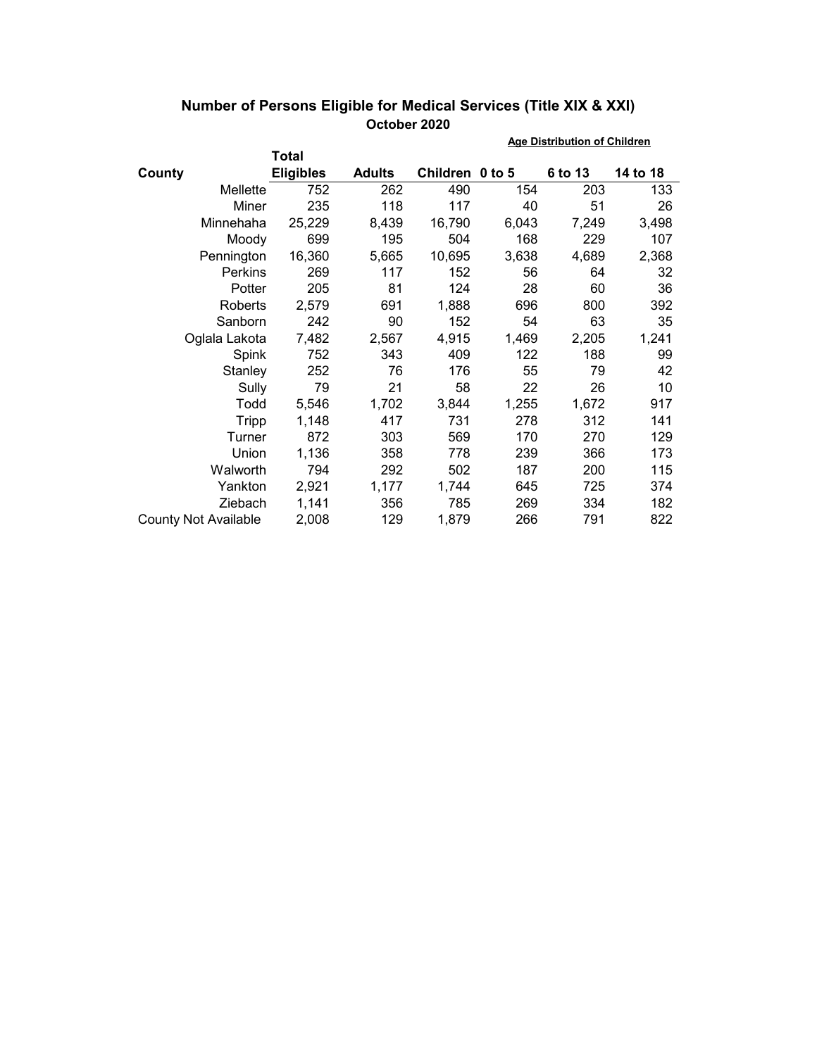## Number of Persons Eligible for Medical Services (Title XIX & XXI)
### October 2020

| | | | | Age Distribution of Children | | |
|---|---|---|---|---|---|---|
| County | Total Eligibles | Adults | Children | 0 to 5 | 6 to 13 | 14 to 18 |
| Mellette | 752 | 262 | 490 | 154 | 203 | 133 |
| Miner | 235 | 118 | 117 | 40 | 51 | 26 |
| Minnehaha | 25,229 | 8,439 | 16,790 | 6,043 | 7,249 | 3,498 |
| Moody | 699 | 195 | 504 | 168 | 229 | 107 |
| Pennington | 16,360 | 5,665 | 10,695 | 3,638 | 4,689 | 2,368 |
| Perkins | 269 | 117 | 152 | 56 | 64 | 32 |
| Potter | 205 | 81 | 124 | 28 | 60 | 36 |
| Roberts | 2,579 | 691 | 1,888 | 696 | 800 | 392 |
| Sanborn | 242 | 90 | 152 | 54 | 63 | 35 |
| Oglala Lakota | 7,482 | 2,567 | 4,915 | 1,469 | 2,205 | 1,241 |
| Spink | 752 | 343 | 409 | 122 | 188 | 99 |
| Stanley | 252 | 76 | 176 | 55 | 79 | 42 |
| Sully | 79 | 21 | 58 | 22 | 26 | 10 |
| Todd | 5,546 | 1,702 | 3,844 | 1,255 | 1,672 | 917 |
| Tripp | 1,148 | 417 | 731 | 278 | 312 | 141 |
| Turner | 872 | 303 | 569 | 170 | 270 | 129 |
| Union | 1,136 | 358 | 778 | 239 | 366 | 173 |
| Walworth | 794 | 292 | 502 | 187 | 200 | 115 |
| Yankton | 2,921 | 1,177 | 1,744 | 645 | 725 | 374 |
| Ziebach | 1,141 | 356 | 785 | 269 | 334 | 182 |
| County Not Available | 2,008 | 129 | 1,879 | 266 | 791 | 822 |